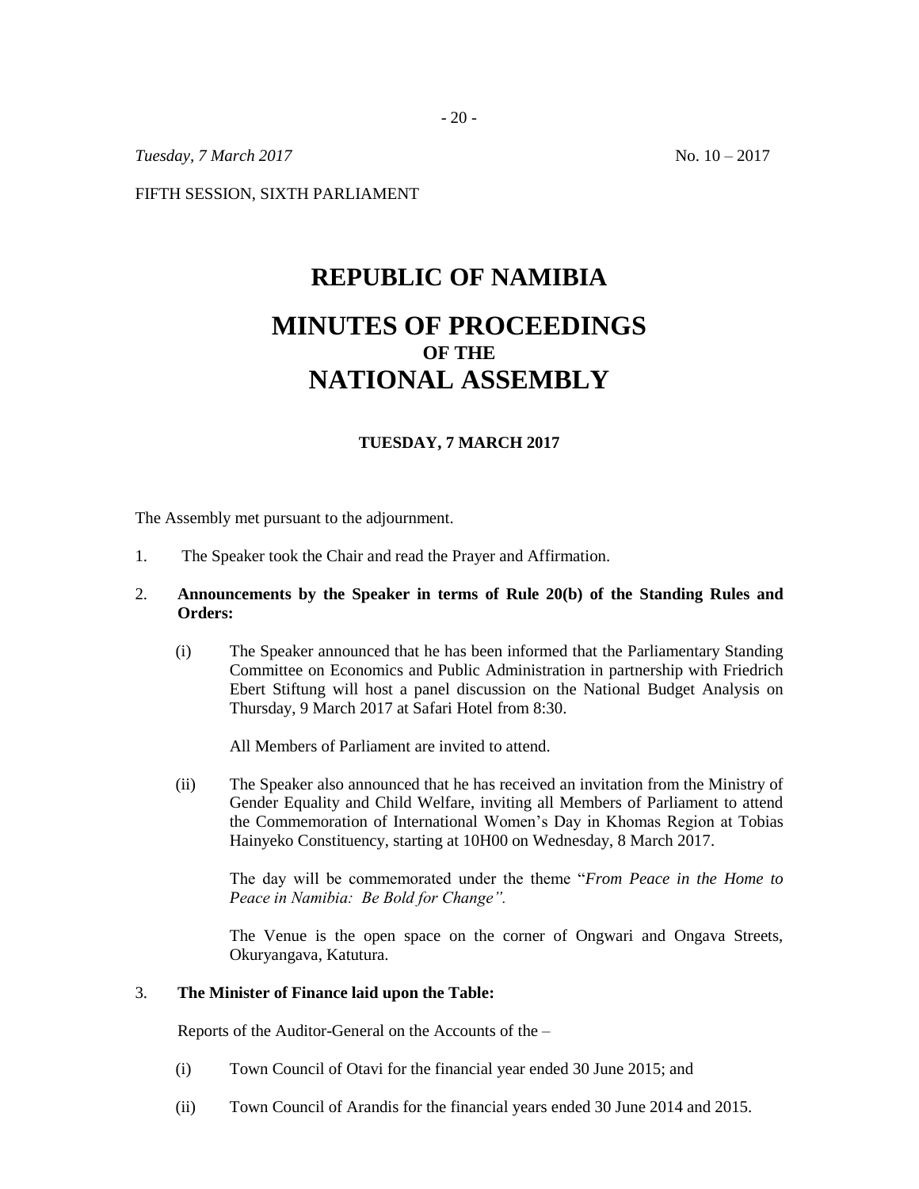*Tuesday, 7 March 2017* No. 10 – 2017

FIFTH SESSION, SIXTH PARLIAMENT

# REPUBLIC OF NAMIBIA

# MINUTES OF PROCEEDINGS
## OF THE
# NATIONAL ASSEMBLY

**TUESDAY, 7 MARCH 2017**

The Assembly met pursuant to the adjournment.

1. The Speaker took the Chair and read the Prayer and Affirmation.

2. **Announcements by the Speaker in terms of Rule 20(b) of the Standing Rules and Orders:**

   (i) The Speaker announced that he has been informed that the Parliamentary Standing Committee on Economics and Public Administration in partnership with Friedrich Ebert Stiftung will host a panel discussion on the National Budget Analysis on Thursday, 9 March 2017 at Safari Hotel from 8:30.

   All Members of Parliament are invited to attend.

   (ii) The Speaker also announced that he has received an invitation from the Ministry of Gender Equality and Child Welfare, inviting all Members of Parliament to attend the Commemoration of International Women's Day in Khomas Region at Tobias Hainyeko Constituency, starting at 10H00 on Wednesday, 8 March 2017.

   The day will be commemorated under the theme "*From Peace in the Home to Peace in Namibia: Be Bold for Change".*

   The Venue is the open space on the corner of Ongwari and Ongava Streets, Okuryangava, Katutura.

3. **The Minister of Finance laid upon the Table:**

   Reports of the Auditor-General on the Accounts of the –

   (i) Town Council of Otavi for the financial year ended 30 June 2015; and

   (ii) Town Council of Arandis for the financial years ended 30 June 2014 and 2015.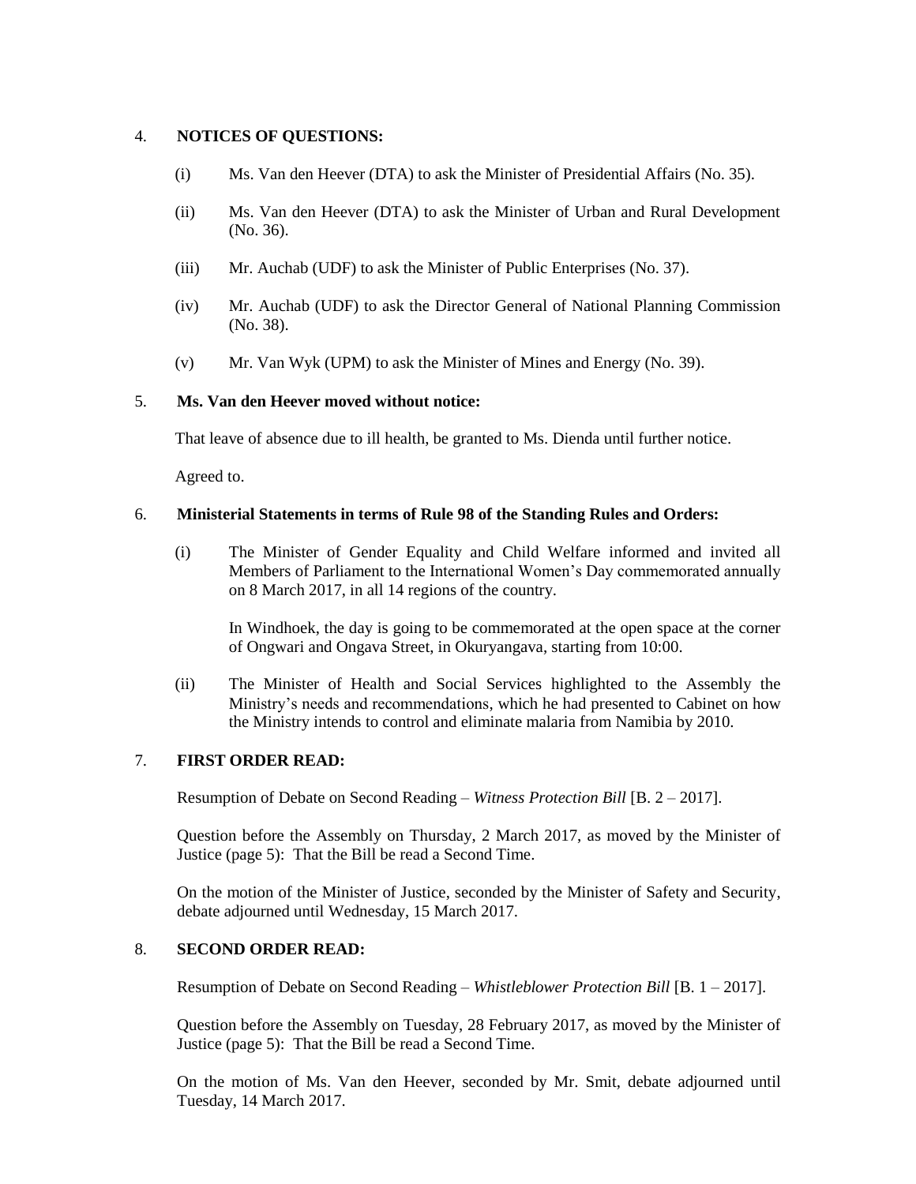4. **NOTICES OF QUESTIONS:**

   (i) Ms. Van den Heever (DTA) to ask the Minister of Presidential Affairs (No. 35).

   (ii) Ms. Van den Heever (DTA) to ask the Minister of Urban and Rural Development (No. 36).

   (iii) Mr. Auchab (UDF) to ask the Minister of Public Enterprises (No. 37).

   (iv) Mr. Auchab (UDF) to ask the Director General of National Planning Commission (No. 38).

   (v) Mr. Van Wyk (UPM) to ask the Minister of Mines and Energy (No. 39).

5. **Ms. Van den Heever moved without notice:**

   That leave of absence due to ill health, be granted to Ms. Dienda until further notice.

   Agreed to.

6. **Ministerial Statements in terms of Rule 98 of the Standing Rules and Orders:**

   (i) The Minister of Gender Equality and Child Welfare informed and invited all Members of Parliament to the International Women's Day commemorated annually on 8 March 2017, in all 14 regions of the country.

   In Windhoek, the day is going to be commemorated at the open space at the corner of Ongwari and Ongava Street, in Okuryangava, starting from 10:00.

   (ii) The Minister of Health and Social Services highlighted to the Assembly the Ministry's needs and recommendations, which he had presented to Cabinet on how the Ministry intends to control and eliminate malaria from Namibia by 2010.

7. **FIRST ORDER READ:**

   Resumption of Debate on Second Reading – *Witness Protection Bill* [B. 2 – 2017].

   Question before the Assembly on Thursday, 2 March 2017, as moved by the Minister of Justice (page 5): That the Bill be read a Second Time.

   On the motion of the Minister of Justice, seconded by the Minister of Safety and Security, debate adjourned until Wednesday, 15 March 2017.

8. **SECOND ORDER READ:**

   Resumption of Debate on Second Reading – *Whistleblower Protection Bill* [B. 1 – 2017].

   Question before the Assembly on Tuesday, 28 February 2017, as moved by the Minister of Justice (page 5): That the Bill be read a Second Time.

   On the motion of Ms. Van den Heever, seconded by Mr. Smit, debate adjourned until Tuesday, 14 March 2017.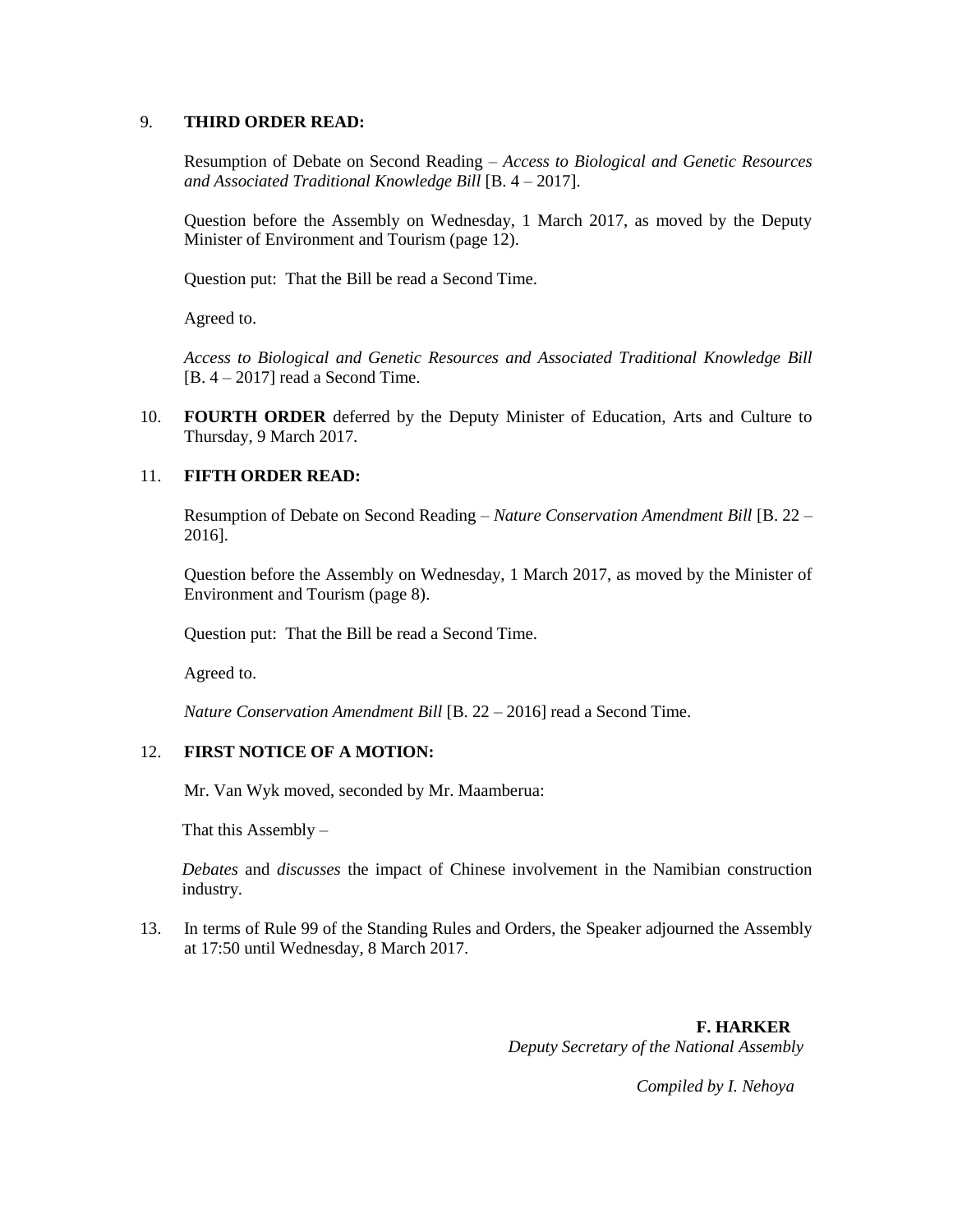9. **THIRD ORDER READ:**

   Resumption of Debate on Second Reading – *Access to Biological and Genetic Resources and Associated Traditional Knowledge Bill* [B. 4 – 2017].

   Question before the Assembly on Wednesday, 1 March 2017, as moved by the Deputy Minister of Environment and Tourism (page 12).

   Question put: That the Bill be read a Second Time.

   Agreed to.

   *Access to Biological and Genetic Resources and Associated Traditional Knowledge Bill* [B. 4 – 2017] read a Second Time.

10. **FOURTH ORDER** deferred by the Deputy Minister of Education, Arts and Culture to Thursday, 9 March 2017.

11. **FIFTH ORDER READ:**

    Resumption of Debate on Second Reading – *Nature Conservation Amendment Bill* [B. 22 – 2016].

    Question before the Assembly on Wednesday, 1 March 2017, as moved by the Minister of Environment and Tourism (page 8).

    Question put: That the Bill be read a Second Time.

    Agreed to.

    *Nature Conservation Amendment Bill* [B. 22 – 2016] read a Second Time.

12. **FIRST NOTICE OF A MOTION:**

    Mr. Van Wyk moved, seconded by Mr. Maamberua:

    That this Assembly –

    *Debates* and *discusses* the impact of Chinese involvement in the Namibian construction industry.

13. In terms of Rule 99 of the Standing Rules and Orders, the Speaker adjourned the Assembly at 17:50 until Wednesday, 8 March 2017.

**F. HARKER**
*Deputy Secretary of the National Assembly*

*Compiled by I. Nehoya*